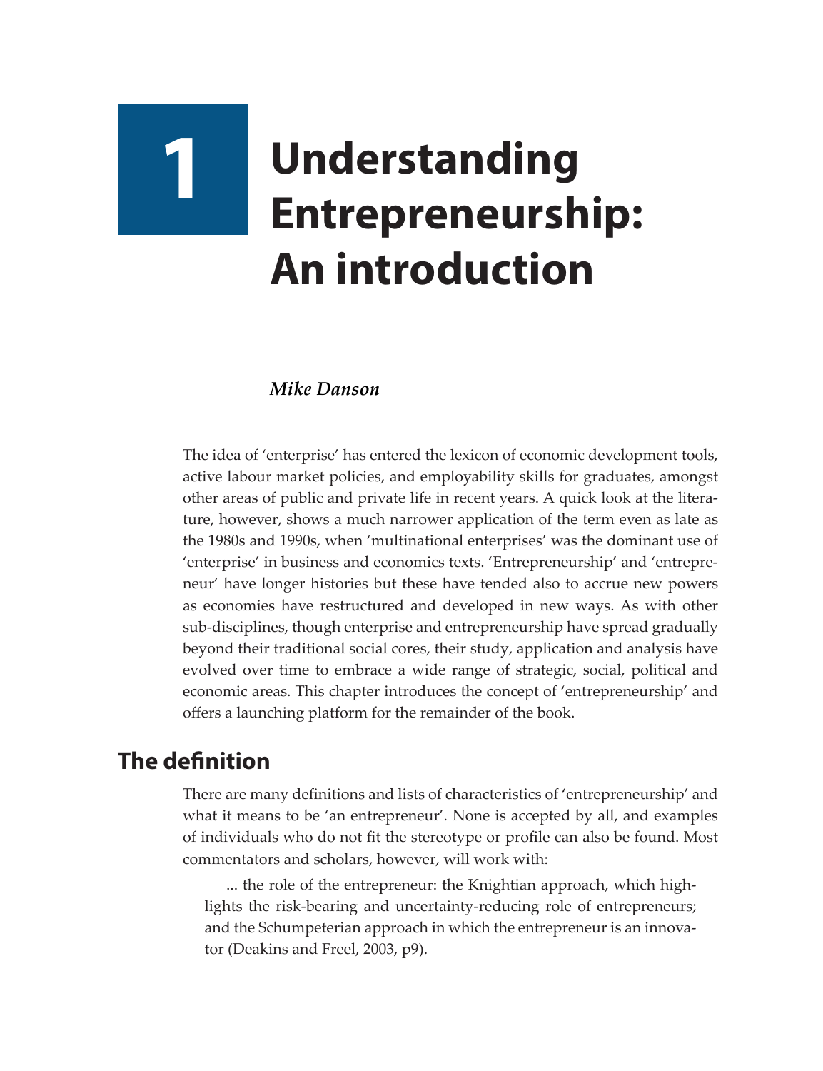# 1 Understanding Entrepreneurship: An introduction

*Mike Danson*

The idea of 'enterprise' has entered the lexicon of economic development tools, active labour market policies, and employability skills for graduates, amongst other areas of public and private life in recent years. A quick look at the literature, however, shows a much narrower application of the term even as late as the 1980s and 1990s, when 'multinational enterprises' was the dominant use of 'enterprise' in business and economics texts. 'Entrepreneurship' and 'entrepreneur' have longer histories but these have tended also to accrue new powers as economies have restructured and developed in new ways. As with other sub-disciplines, though enterprise and entrepreneurship have spread gradually beyond their traditional social cores, their study, application and analysis have evolved over time to embrace a wide range of strategic, social, political and economic areas. This chapter introduces the concept of 'entrepreneurship' and offers a launching platform for the remainder of the book.

## The definition

There are many definitions and lists of characteristics of 'entrepreneurship' and what it means to be 'an entrepreneur'. None is accepted by all, and examples of individuals who do not fit the stereotype or profile can also be found. Most commentators and scholars, however, will work with:

> ... the role of the entrepreneur: the Knightian approach, which highlights the risk-bearing and uncertainty-reducing role of entrepreneurs; and the Schumpeterian approach in which the entrepreneur is an innovator (Deakins and Freel, 2003, p9).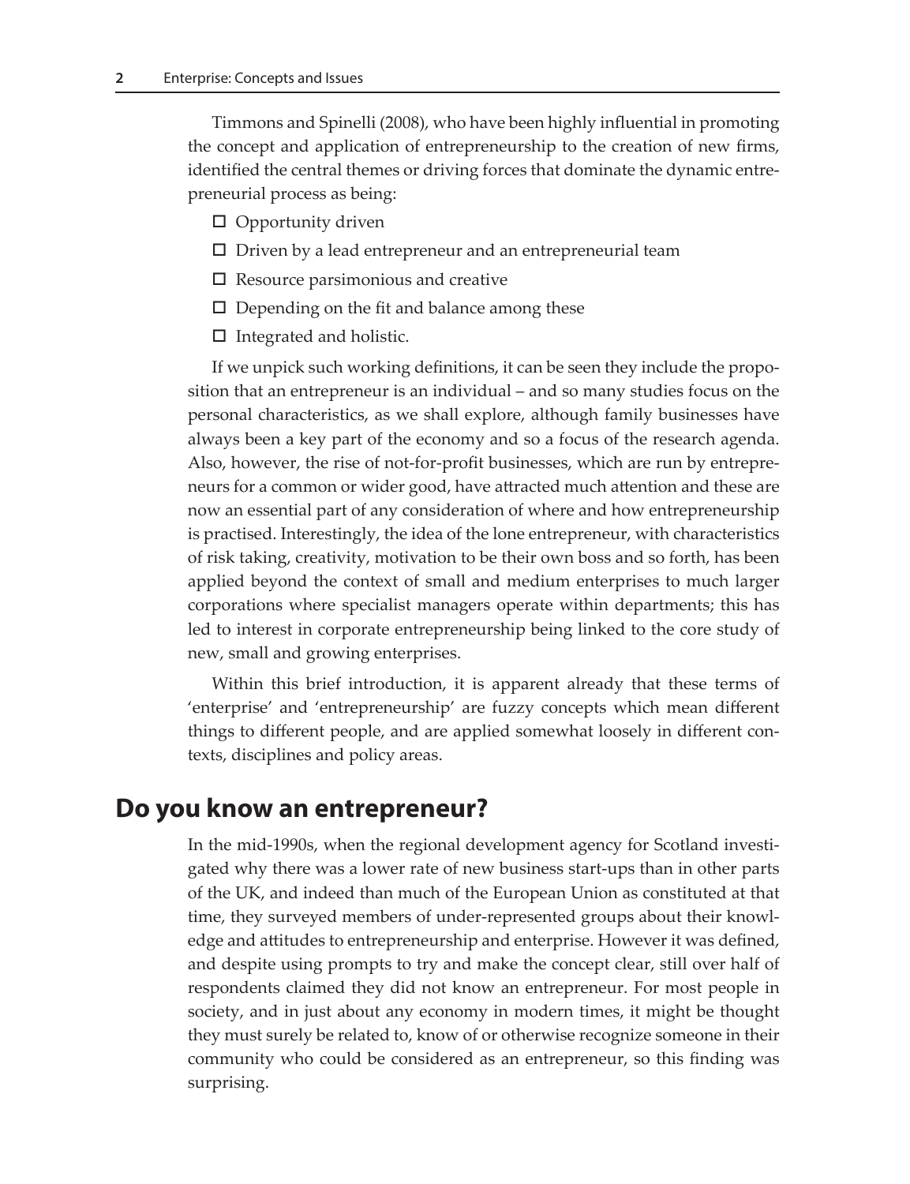Timmons and Spinelli (2008), who have been highly influential in promoting the concept and application of entrepreneurship to the creation of new firms, identified the central themes or driving forces that dominate the dynamic entrepreneurial process as being:

- Opportunity driven
- Driven by a lead entrepreneur and an entrepreneurial team
- Resource parsimonious and creative
- Depending on the fit and balance among these
- Integrated and holistic.

If we unpick such working definitions, it can be seen they include the proposition that an entrepreneur is an individual – and so many studies focus on the personal characteristics, as we shall explore, although family businesses have always been a key part of the economy and so a focus of the research agenda. Also, however, the rise of not-for-profit businesses, which are run by entrepreneurs for a common or wider good, have attracted much attention and these are now an essential part of any consideration of where and how entrepreneurship is practised. Interestingly, the idea of the lone entrepreneur, with characteristics of risk taking, creativity, motivation to be their own boss and so forth, has been applied beyond the context of small and medium enterprises to much larger corporations where specialist managers operate within departments; this has led to interest in corporate entrepreneurship being linked to the core study of new, small and growing enterprises.

Within this brief introduction, it is apparent already that these terms of 'enterprise' and 'entrepreneurship' are fuzzy concepts which mean different things to different people, and are applied somewhat loosely in different contexts, disciplines and policy areas.

## Do you know an entrepreneur?

In the mid-1990s, when the regional development agency for Scotland investigated why there was a lower rate of new business start-ups than in other parts of the UK, and indeed than much of the European Union as constituted at that time, they surveyed members of under-represented groups about their knowledge and attitudes to entrepreneurship and enterprise. However it was defined, and despite using prompts to try and make the concept clear, still over half of respondents claimed they did not know an entrepreneur. For most people in society, and in just about any economy in modern times, it might be thought they must surely be related to, know of or otherwise recognize someone in their community who could be considered as an entrepreneur, so this finding was surprising.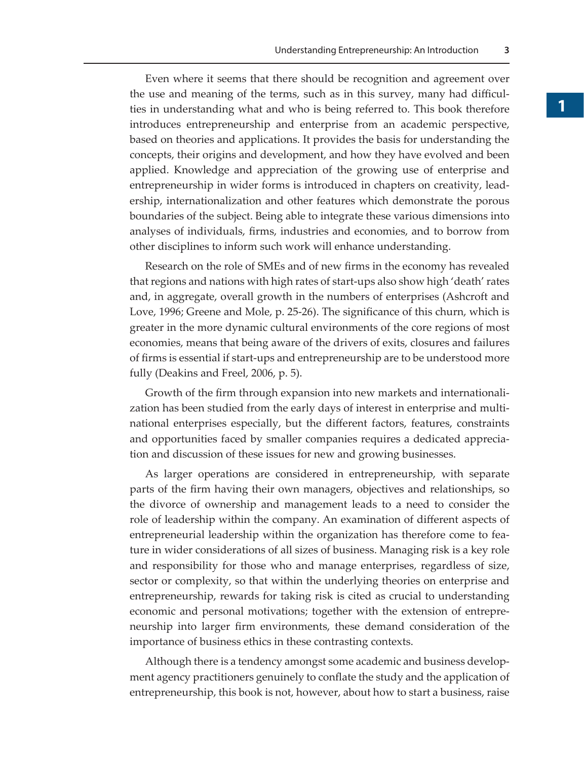Even where it seems that there should be recognition and agreement over the use and meaning of the terms, such as in this survey, many had difficulties in understanding what and who is being referred to. This book therefore introduces entrepreneurship and enterprise from an academic perspective, based on theories and applications. It provides the basis for understanding the concepts, their origins and development, and how they have evolved and been applied. Knowledge and appreciation of the growing use of enterprise and entrepreneurship in wider forms is introduced in chapters on creativity, leadership, internationalization and other features which demonstrate the porous boundaries of the subject. Being able to integrate these various dimensions into analyses of individuals, firms, industries and economies, and to borrow from other disciplines to inform such work will enhance understanding.

Research on the role of SMEs and of new firms in the economy has revealed that regions and nations with high rates of start-ups also show high 'death' rates and, in aggregate, overall growth in the numbers of enterprises (Ashcroft and Love, 1996; Greene and Mole, p. 25-26). The significance of this churn, which is greater in the more dynamic cultural environments of the core regions of most economies, means that being aware of the drivers of exits, closures and failures of firms is essential if start-ups and entrepreneurship are to be understood more fully (Deakins and Freel, 2006, p. 5).

Growth of the firm through expansion into new markets and internationalization has been studied from the early days of interest in enterprise and multinational enterprises especially, but the different factors, features, constraints and opportunities faced by smaller companies requires a dedicated appreciation and discussion of these issues for new and growing businesses.

As larger operations are considered in entrepreneurship, with separate parts of the firm having their own managers, objectives and relationships, so the divorce of ownership and management leads to a need to consider the role of leadership within the company. An examination of different aspects of entrepreneurial leadership within the organization has therefore come to feature in wider considerations of all sizes of business. Managing risk is a key role and responsibility for those who and manage enterprises, regardless of size, sector or complexity, so that within the underlying theories on enterprise and entrepreneurship, rewards for taking risk is cited as crucial to understanding economic and personal motivations; together with the extension of entrepreneurship into larger firm environments, these demand consideration of the importance of business ethics in these contrasting contexts.

Although there is a tendency amongst some academic and business development agency practitioners genuinely to conflate the study and the application of entrepreneurship, this book is not, however, about how to start a business, raise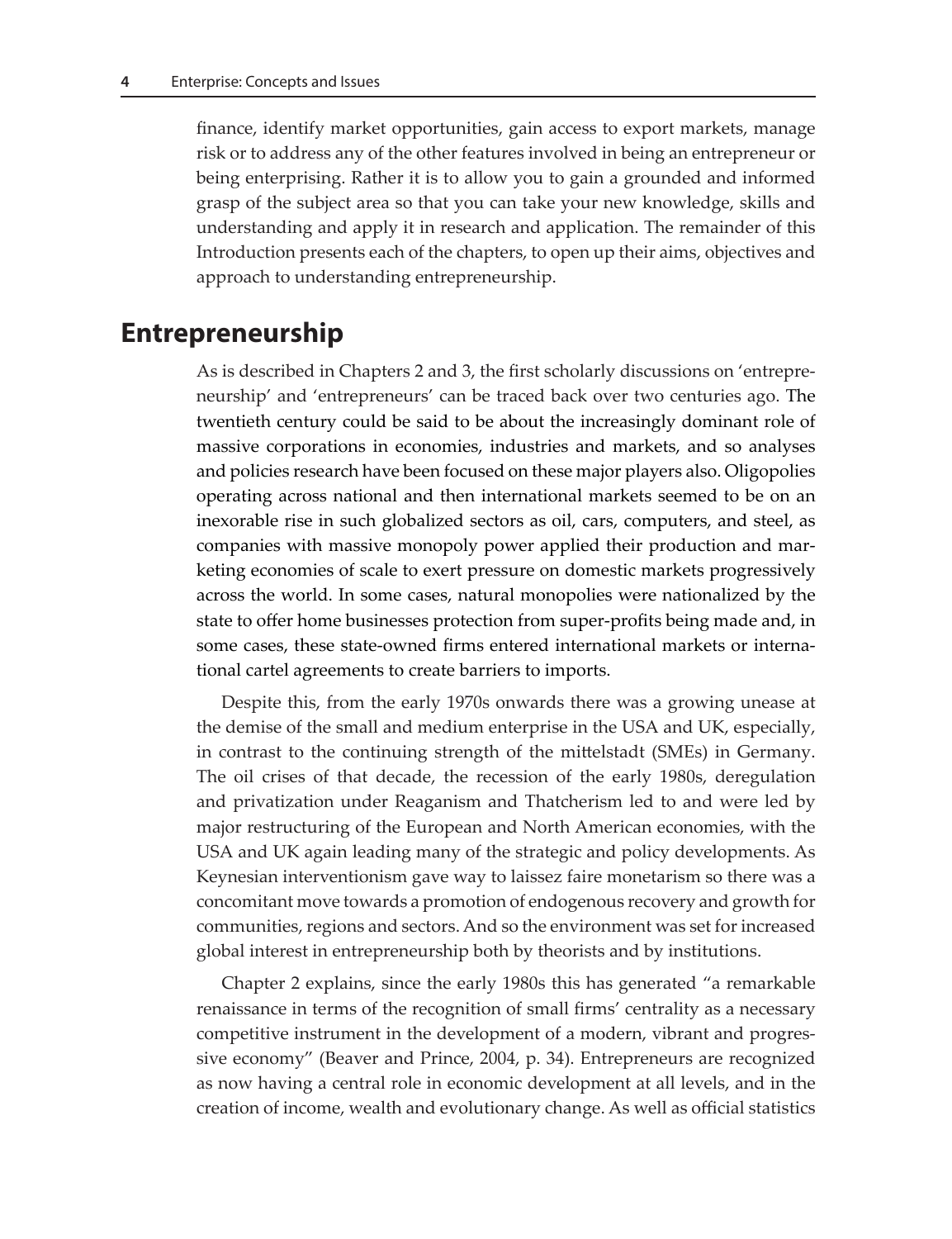finance, identify market opportunities, gain access to export markets, manage risk or to address any of the other features involved in being an entrepreneur or being enterprising. Rather it is to allow you to gain a grounded and informed grasp of the subject area so that you can take your new knowledge, skills and understanding and apply it in research and application. The remainder of this Introduction presents each of the chapters, to open up their aims, objectives and approach to understanding entrepreneurship.

## Entrepreneurship

As is described in Chapters 2 and 3, the first scholarly discussions on 'entrepreneurship' and 'entrepreneurs' can be traced back over two centuries ago. The twentieth century could be said to be about the increasingly dominant role of massive corporations in economies, industries and markets, and so analyses and policies research have been focused on these major players also. Oligopolies operating across national and then international markets seemed to be on an inexorable rise in such globalized sectors as oil, cars, computers, and steel, as companies with massive monopoly power applied their production and marketing economies of scale to exert pressure on domestic markets progressively across the world. In some cases, natural monopolies were nationalized by the state to offer home businesses protection from super-profits being made and, in some cases, these state-owned firms entered international markets or international cartel agreements to create barriers to imports.

Despite this, from the early 1970s onwards there was a growing unease at the demise of the small and medium enterprise in the USA and UK, especially, in contrast to the continuing strength of the mittelstadt (SMEs) in Germany. The oil crises of that decade, the recession of the early 1980s, deregulation and privatization under Reaganism and Thatcherism led to and were led by major restructuring of the European and North American economies, with the USA and UK again leading many of the strategic and policy developments. As Keynesian interventionism gave way to laissez faire monetarism so there was a concomitant move towards a promotion of endogenous recovery and growth for communities, regions and sectors. And so the environment was set for increased global interest in entrepreneurship both by theorists and by institutions.

Chapter 2 explains, since the early 1980s this has generated "a remarkable renaissance in terms of the recognition of small firms' centrality as a necessary competitive instrument in the development of a modern, vibrant and progressive economy" (Beaver and Prince, 2004, p. 34). Entrepreneurs are recognized as now having a central role in economic development at all levels, and in the creation of income, wealth and evolutionary change. As well as official statistics